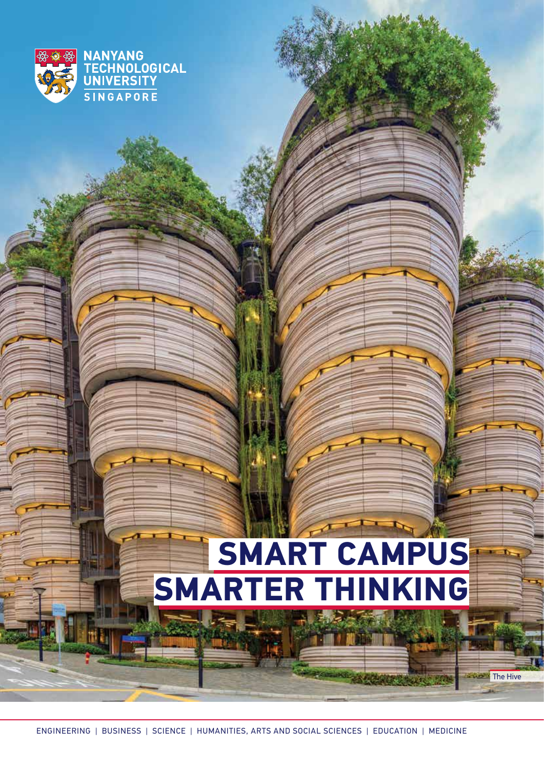NANYANG TECHNOLOGICAL UNIVERSITY SINGAPORE

# SMART CAMPUS SMARTER THINKING

The Hive

ENGINEERING | BUSINESS | SCIENCE | HUMANITIES, ARTS AND SOCIAL SCIENCES | EDUCATION | MEDICINE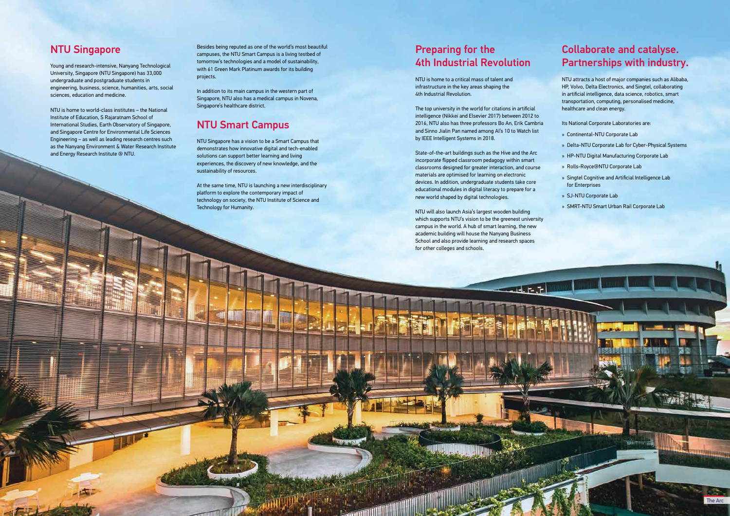## NTU Singapore

Young and research-intensive, Nanyang Technological University, Singapore (NTU Singapore) has 33,000 undergraduate and postgraduate students in engineering, business, science, humanities, arts, social sciences, education and medicine.

NTU is home to world-class institutes – the National Institute of Education, S Rajaratnam School of International Studies, Earth Observatory of Singapore, and Singapore Centre for Environmental Life Sciences Engineering – as well as leading research centres such as the Nanyang Environment & Water Research Institute and Energy Research Institute @ NTU.

Besides being reputed as one of the world's most beautiful campuses, the NTU Smart Campus is a living testbed of tomorrow's technologies and a model of sustainability, with 61 Green Mark Platinum awards for its building projects.

In addition to its main campus in the western part of Singapore, NTU also has a medical campus in Novena, Singapore's healthcare district.

## NTU Smart Campus

NTU Singapore has a vision to be a Smart Campus that demonstrates how innovative digital and tech-enabled solutions can support better learning and living experiences, the discovery of new knowledge, and the sustainability of resources.

At the same time, NTU is launching a new interdisciplinary platform to explore the contemporary impact of technology on society, the NTU Institute of Science and Technology for Humanity.

## Preparing for the 4th Industrial Revolution

NTU is home to a critical mass of talent and infrastructure in the key areas shaping the 4th Industrial Revolution.

The top university in the world for citations in artificial intelligence (Nikkei and Elsevier 2017) between 2012 to 2016, NTU also has three professors Bo An, Erik Cambria and Sinno Jialin Pan named among AI's 10 to Watch list by IEEE Intelligent Systems in 2018.

State-of-the-art buildings such as the Hive and the Arc incorporate flipped classroom pedagogy within smart classrooms designed for greater interaction, and course materials are optimised for learning on electronic devices. In addition, undergraduate students take core educational modules in digital literacy to prepare for a new world shaped by digital technologies.

NTU will also launch Asia's largest wooden building which supports NTU's vision to be the greenest university campus in the world. A hub of smart learning, the new academic building will house the Nanyang Business School and also provide learning and research spaces for other colleges and schools.

## Collaborate and catalyse. Partnerships with industry.

NTU attracts a host of major companies such as Alibaba, HP, Volvo, Delta Electronics, and Singtel, collaborating in artificial intelligence, data science, robotics, smart transportation, computing, personalised medicine, healthcare and clean energy.

Its National Corporate Laboratories are:

- Continental-NTU Corporate Lab
- Delta-NTU Corporate Lab for Cyber-Physical Systems
- HP-NTU Digital Manufacturing Corporate Lab
- Rolls-Royce@NTU Corporate Lab
- Singtel Cognitive and Artificial Intelligence Lab for Enterprises
- SJ-NTU Corporate Lab
- SMRT-NTU Smart Urban Rail Corporate Lab

The Arc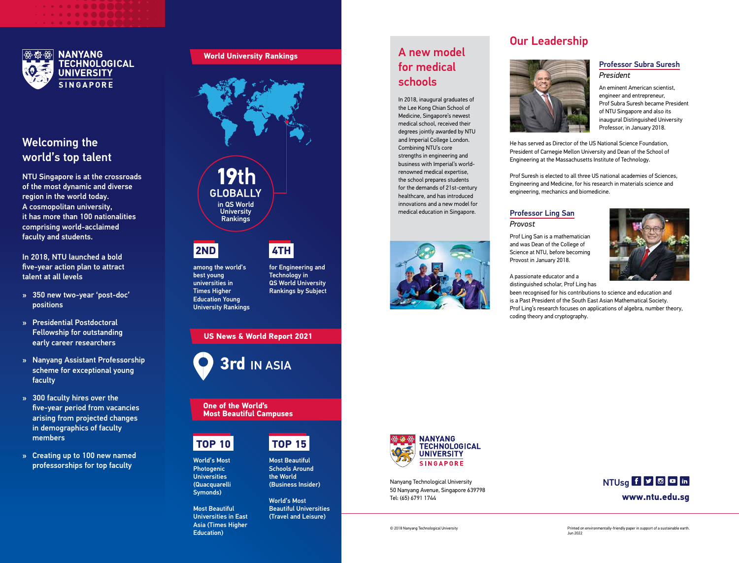NANYANG TECHNOLOGICAL UNIVERSITY SINGAPORE

## Welcoming the world's top talent

NTU Singapore is at the crossroads of the most dynamic and diverse region in the world today. A cosmopolitan university, it has more than 100 nationalities comprising world-acclaimed faculty and students.

In 2018, NTU launched a bold five-year action plan to attract talent at all levels

- 350 new two-year 'post-doc' positions
- Presidential Postdoctoral Fellowship for outstanding early career researchers
- Nanyang Assistant Professorship scheme for exceptional young faculty
- 300 faculty hires over the five-year period from vacancies arising from projected changes in demographics of faculty members
- Creating up to 100 new named professorships for top faculty

## World University Rankings

**19th GLOBALLY** in QS World University Rankings

**2ND** among the world's best young universities in Times Higher Education Young University Rankings

**4TH** for Engineering and Technology in QS World University Rankings by Subject

## US News & World Report 2021

**3rd IN ASIA**

## One of the World's Most Beautiful Campuses

**TOP 10**

World's Most Photogenic Universities (Quacquarelli Symonds)

Most Beautiful Universities in East Asia (Times Higher Education)

**TOP 15**

Most Beautiful Schools Around the World (Business Insider)

World's Most Beautiful Universities (Travel and Leisure)

## A new model for medical schools

In 2018, inaugural graduates of the Lee Kong Chian School of Medicine, Singapore's newest medical school, received their degrees jointly awarded by NTU and Imperial College London. Combining NTU's core strengths in engineering and business with Imperial's world-renowned medical expertise, the school prepares students for the demands of 21st-century healthcare, and has introduced innovations and a new model for medical education in Singapore.

## Our Leadership

### Professor Subra Suresh
*President*

An eminent American scientist, engineer and entrepreneur, Prof Subra Suresh became President of NTU Singapore and also its inaugural Distinguished University Professor, in January 2018.

He has served as Director of the US National Science Foundation, President of Carnegie Mellon University and Dean of the School of Engineering at the Massachusetts Institute of Technology.

Prof Suresh is elected to all three US national academies of Sciences, Engineering and Medicine, for his research in materials science and engineering, mechanics and biomedicine.

### Professor Ling San
*Provost*

Prof Ling San is a mathematician and was Dean of the College of Science at NTU, before becoming Provost in January 2018.

A passionate educator and a distinguished scholar, Prof Ling has been recognised for his contributions to science and education and is a Past President of the South East Asian Mathematical Society. Prof Ling's research focuses on applications of algebra, number theory, coding theory and cryptography.

NANYANG TECHNOLOGICAL UNIVERSITY SINGAPORE

Nanyang Technological University
50 Nanyang Avenue, Singapore 639798
Tel: (65) 6791 1744

NTUsg

www.ntu.edu.sg

© 2018 Nanyang Technological University

Printed on environmentally-friendly paper in support of a sustainable earth.
Jun 2022